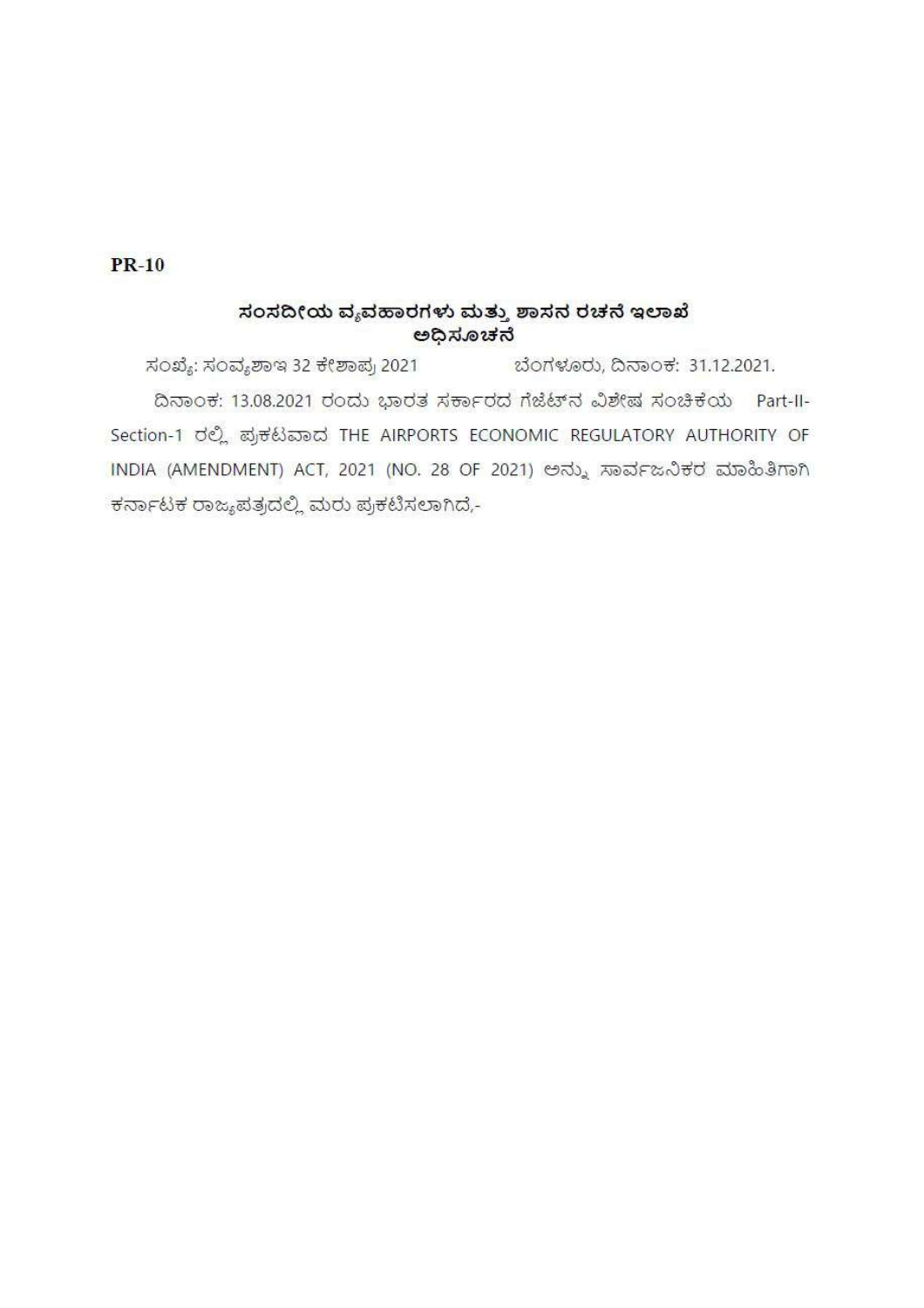**PR-10**

## ಸಂಸದೀಯ ವ್ಯವಹಾರಗಳು ಮತ್ತು ಶಾಸನ ರಚನೆ ಇಲಾಖೆ
## ಅಧಿಸೂಚನೆ

ಸಂಖ್ಯೆ: ಸಂವ್ಯಶಾಇ 32 ಕೇಶಾಪ್ರ 2021 ಬೆಂಗಳೂರು, ದಿನಾಂಕ: 31.12.2021.

ದಿನಾಂಕ: 13.08.2021 ರಂದು ಭಾರತ ಸರ್ಕಾರದ ಗೆಜೆಟ್‌ನ ವಿಶೇಷ ಸಂಚಿಕೆಯ Part-II-Section-1 ರಲ್ಲಿ ಪ್ರಕಟವಾದ THE AIRPORTS ECONOMIC REGULATORY AUTHORITY OF INDIA (AMENDMENT) ACT, 2021 (NO. 28 OF 2021) ಅನ್ನು ಸಾರ್ವಜನಿಕರ ಮಾಹಿತಿಗಾಗಿ ಕರ್ನಾಟಕ ರಾಜ್ಯಪತ್ರದಲ್ಲಿ ಮರು ಪ್ರಕಟಿಸಲಾಗಿದೆ,-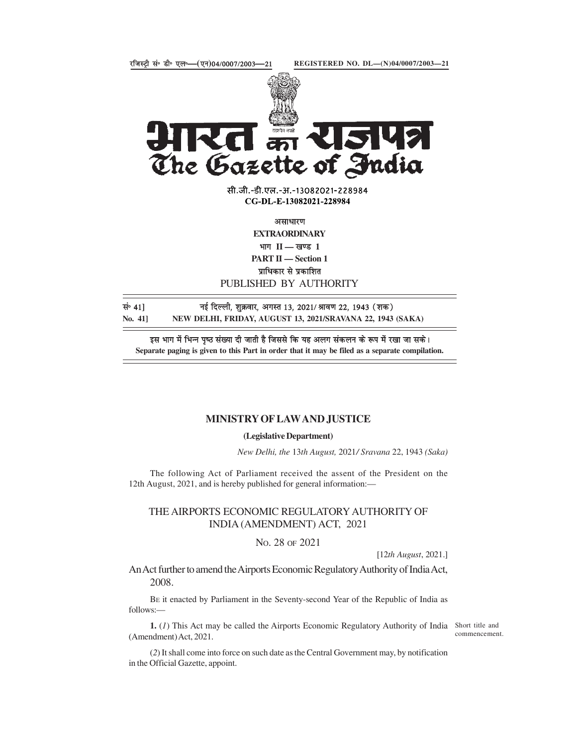रजिस्ट्री सं॰ डी॰ एल॰—(एन)04/0007/2003—21 REGISTERED NO. DL—(N)04/0007/2003—21

# भारत का राजपत्र
# The Gazette of India

सी.जी.-डी.एल.-अ.-13082021-228984
**CG-DL-E-13082021-228984**

असाधारण
**EXTRAORDINARY**
भाग II — खण्ड 1
**PART II — Section 1**
प्राधिकार से प्रकाशित
PUBLISHED BY AUTHORITY

सं॰ 41] नई दिल्ली, शुक्रवार, अगस्त 13, 2021/ श्रावण 22, 1943 (शक)
**No. 41] NEW DELHI, FRIDAY, AUGUST 13, 2021/SRAVANA 22, 1943 (SAKA)**

इस भाग में भिन्न पृष्ठ संख्या दी जाती है जिससे कि यह अलग संकलन के रूप में रखा जा सके।
**Separate paging is given to this Part in order that it may be filed as a separate compilation.**

## MINISTRY OF LAW AND JUSTICE

**(Legislative Department)**

*New Delhi, the* 13*th August,* 2021*/ Sravana* 22, 1943 *(Saka)*

The following Act of Parliament received the assent of the President on the 12th August, 2021, and is hereby published for general information:—

## THE AIRPORTS ECONOMIC REGULATORY AUTHORITY OF INDIA (AMENDMENT) ACT, 2021

NO. 28 OF 2021

[12*th August*, 2021.]

An Act further to amend the Airports Economic Regulatory Authority of India Act, 2008.

BE it enacted by Parliament in the Seventy-second Year of the Republic of India as follows:—

Short title and commencement.

**1.** (*1*) This Act may be called the Airports Economic Regulatory Authority of India (Amendment) Act, 2021.

(*2*) It shall come into force on such date as the Central Government may, by notification in the Official Gazette, appoint.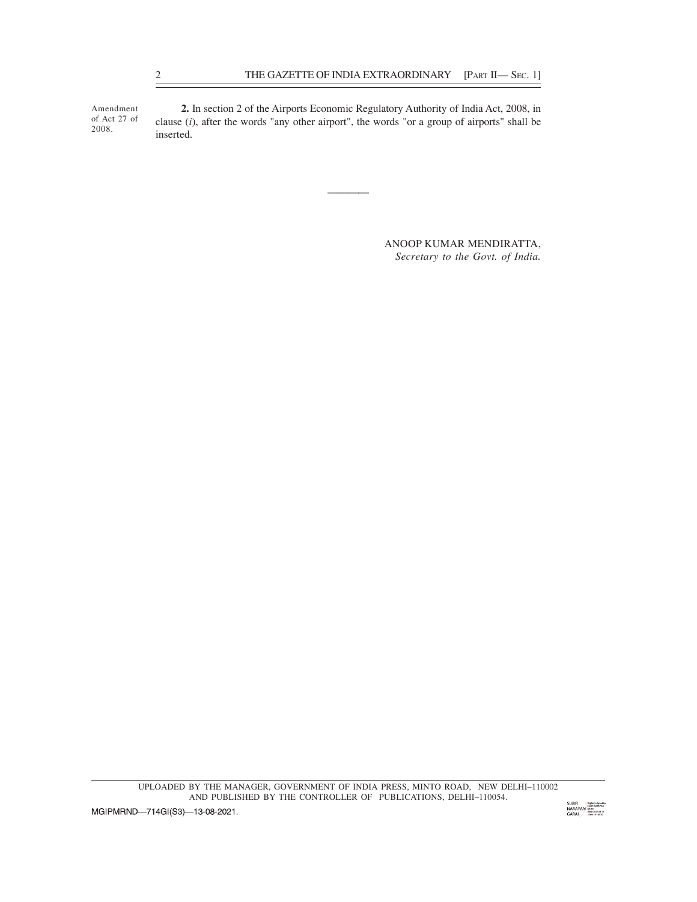Amendment of Act 27 of 2008.

**2.** In section 2 of the Airports Economic Regulatory Authority of India Act, 2008, in clause (*i*), after the words "any other airport", the words "or a group of airports" shall be inserted.

———

ANOOP KUMAR MENDIRATTA,
*Secretary to the Govt. of India.*

UPLOADED BY THE MANAGER, GOVERNMENT OF INDIA PRESS, MINTO ROAD, NEW DELHI–110002
AND PUBLISHED BY THE CONTROLLER OF PUBLICATIONS, DELHI–110054.

MGIPMRND—714GI(S3)—13-08-2021.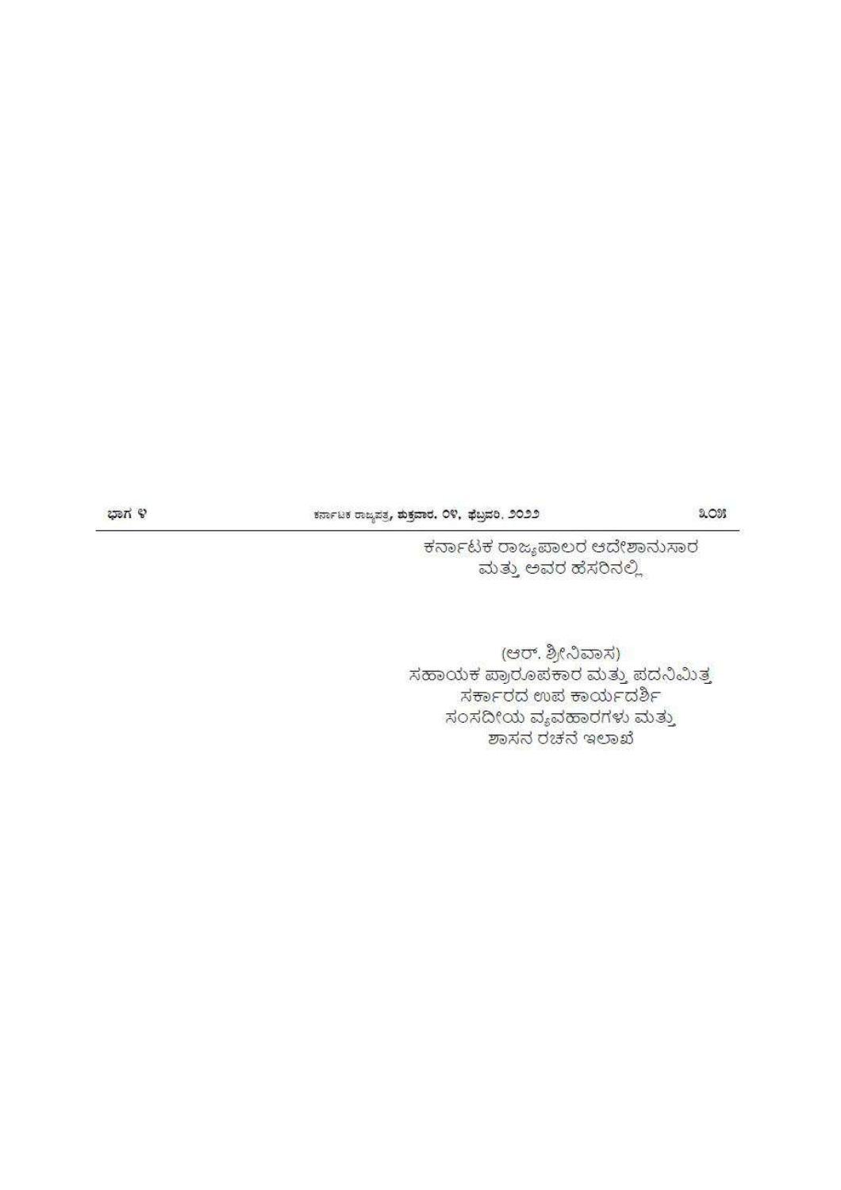ಕರ್ನಾಟಕ ರಾಜ್ಯಪಾಲರ ಆದೇಶಾನುಸಾರ
ಮತ್ತು ಅವರ ಹೆಸರಿನಲ್ಲಿ

(ಆರ್. ಶ್ರೀನಿವಾಸ)
ಸಹಾಯಕ ಪ್ರಾರೂಪಕಾರ ಮತ್ತು ಪದನಿಮಿತ್ತ
ಸರ್ಕಾರದ ಉಪ ಕಾರ್ಯದರ್ಶಿ
ಸಂಸದೀಯ ವ್ಯವಹಾರಗಳು ಮತ್ತು
ಶಾಸನ ರಚನೆ ಇಲಾಖೆ